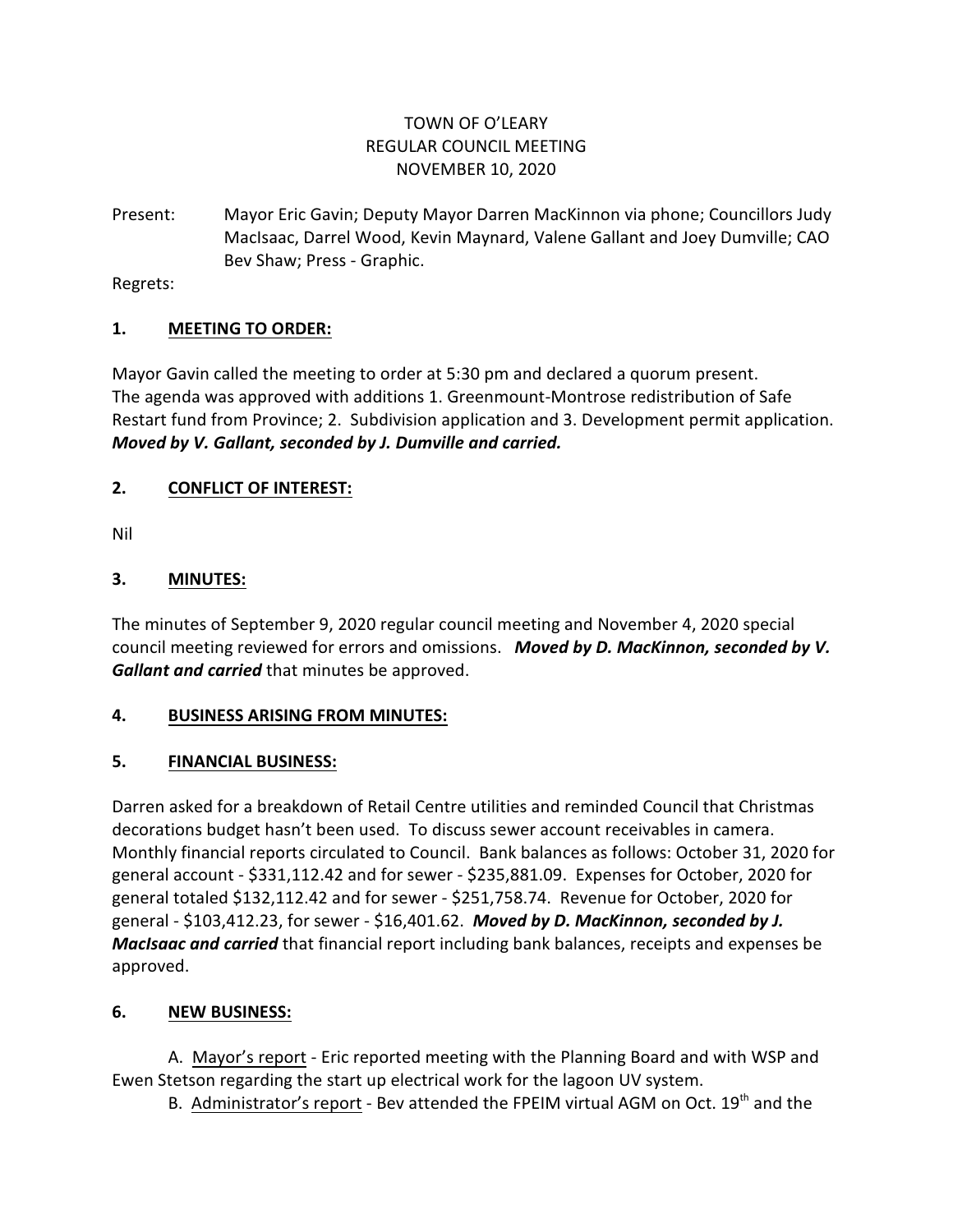TOWN OF O'LEARY
REGULAR COUNCIL MEETING
NOVEMBER 10, 2020

Present: Mayor Eric Gavin; Deputy Mayor Darren MacKinnon via phone; Councillors Judy MacIsaac, Darrel Wood, Kevin Maynard, Valene Gallant and Joey Dumville; CAO Bev Shaw; Press - Graphic.

Regrets:

## 1. MEETING TO ORDER:

Mayor Gavin called the meeting to order at 5:30 pm and declared a quorum present. The agenda was approved with additions 1. Greenmount-Montrose redistribution of Safe Restart fund from Province; 2. Subdivision application and 3. Development permit application. ***Moved by V. Gallant, seconded by J. Dumville and carried.***

## 2. CONFLICT OF INTEREST:

Nil

## 3. MINUTES:

The minutes of September 9, 2020 regular council meeting and November 4, 2020 special council meeting reviewed for errors and omissions. ***Moved by D. MacKinnon, seconded by V. Gallant and carried*** that minutes be approved.

## 4. BUSINESS ARISING FROM MINUTES:

## 5. FINANCIAL BUSINESS:

Darren asked for a breakdown of Retail Centre utilities and reminded Council that Christmas decorations budget hasn't been used. To discuss sewer account receivables in camera. Monthly financial reports circulated to Council. Bank balances as follows: October 31, 2020 for general account - $331,112.42 and for sewer - $235,881.09. Expenses for October, 2020 for general totaled $132,112.42 and for sewer - $251,758.74. Revenue for October, 2020 for general - $103,412.23, for sewer - $16,401.62. ***Moved by D. MacKinnon, seconded by J. MacIsaac and carried*** that financial report including bank balances, receipts and expenses be approved.

## 6. NEW BUSINESS:

A. Mayor's report - Eric reported meeting with the Planning Board and with WSP and Ewen Stetson regarding the start up electrical work for the lagoon UV system.

B. Administrator's report - Bev attended the FPEIM virtual AGM on Oct. 19th and the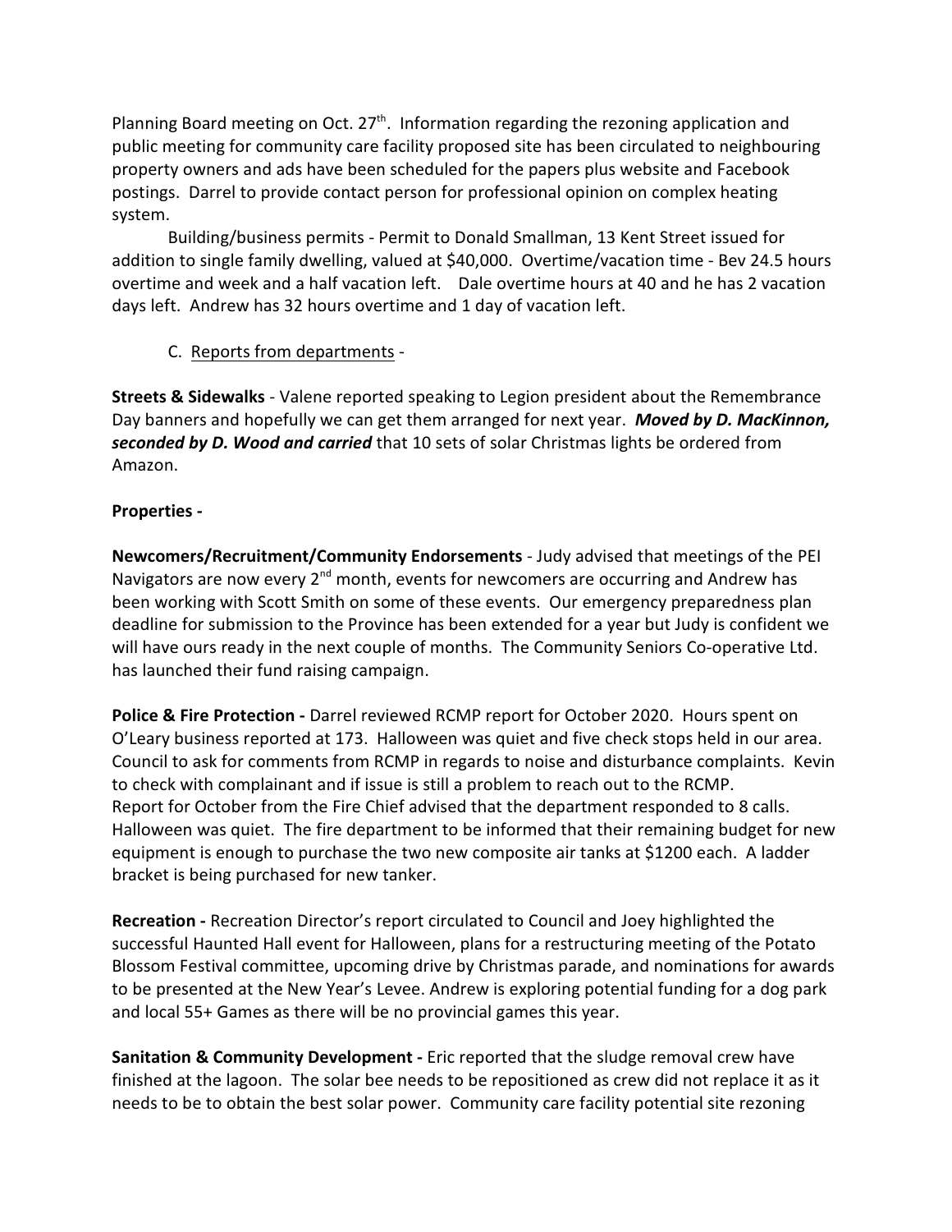Planning Board meeting on Oct. 27th. Information regarding the rezoning application and public meeting for community care facility proposed site has been circulated to neighbouring property owners and ads have been scheduled for the papers plus website and Facebook postings. Darrel to provide contact person for professional opinion on complex heating system.

Building/business permits - Permit to Donald Smallman, 13 Kent Street issued for addition to single family dwelling, valued at $40,000. Overtime/vacation time - Bev 24.5 hours overtime and week and a half vacation left. Dale overtime hours at 40 and he has 2 vacation days left. Andrew has 32 hours overtime and 1 day of vacation left.

C. Reports from departments -

**Streets & Sidewalks** - Valene reported speaking to Legion president about the Remembrance Day banners and hopefully we can get them arranged for next year. ***Moved by D. MacKinnon, seconded by D. Wood and carried*** that 10 sets of solar Christmas lights be ordered from Amazon.

**Properties -**

**Newcomers/Recruitment/Community Endorsements** - Judy advised that meetings of the PEI Navigators are now every 2nd month, events for newcomers are occurring and Andrew has been working with Scott Smith on some of these events. Our emergency preparedness plan deadline for submission to the Province has been extended for a year but Judy is confident we will have ours ready in the next couple of months. The Community Seniors Co-operative Ltd. has launched their fund raising campaign.

**Police & Fire Protection -** Darrel reviewed RCMP report for October 2020. Hours spent on O'Leary business reported at 173. Halloween was quiet and five check stops held in our area. Council to ask for comments from RCMP in regards to noise and disturbance complaints. Kevin to check with complainant and if issue is still a problem to reach out to the RCMP. Report for October from the Fire Chief advised that the department responded to 8 calls. Halloween was quiet. The fire department to be informed that their remaining budget for new equipment is enough to purchase the two new composite air tanks at $1200 each. A ladder bracket is being purchased for new tanker.

**Recreation -** Recreation Director's report circulated to Council and Joey highlighted the successful Haunted Hall event for Halloween, plans for a restructuring meeting of the Potato Blossom Festival committee, upcoming drive by Christmas parade, and nominations for awards to be presented at the New Year's Levee. Andrew is exploring potential funding for a dog park and local 55+ Games as there will be no provincial games this year.

**Sanitation & Community Development -** Eric reported that the sludge removal crew have finished at the lagoon. The solar bee needs to be repositioned as crew did not replace it as it needs to be to obtain the best solar power. Community care facility potential site rezoning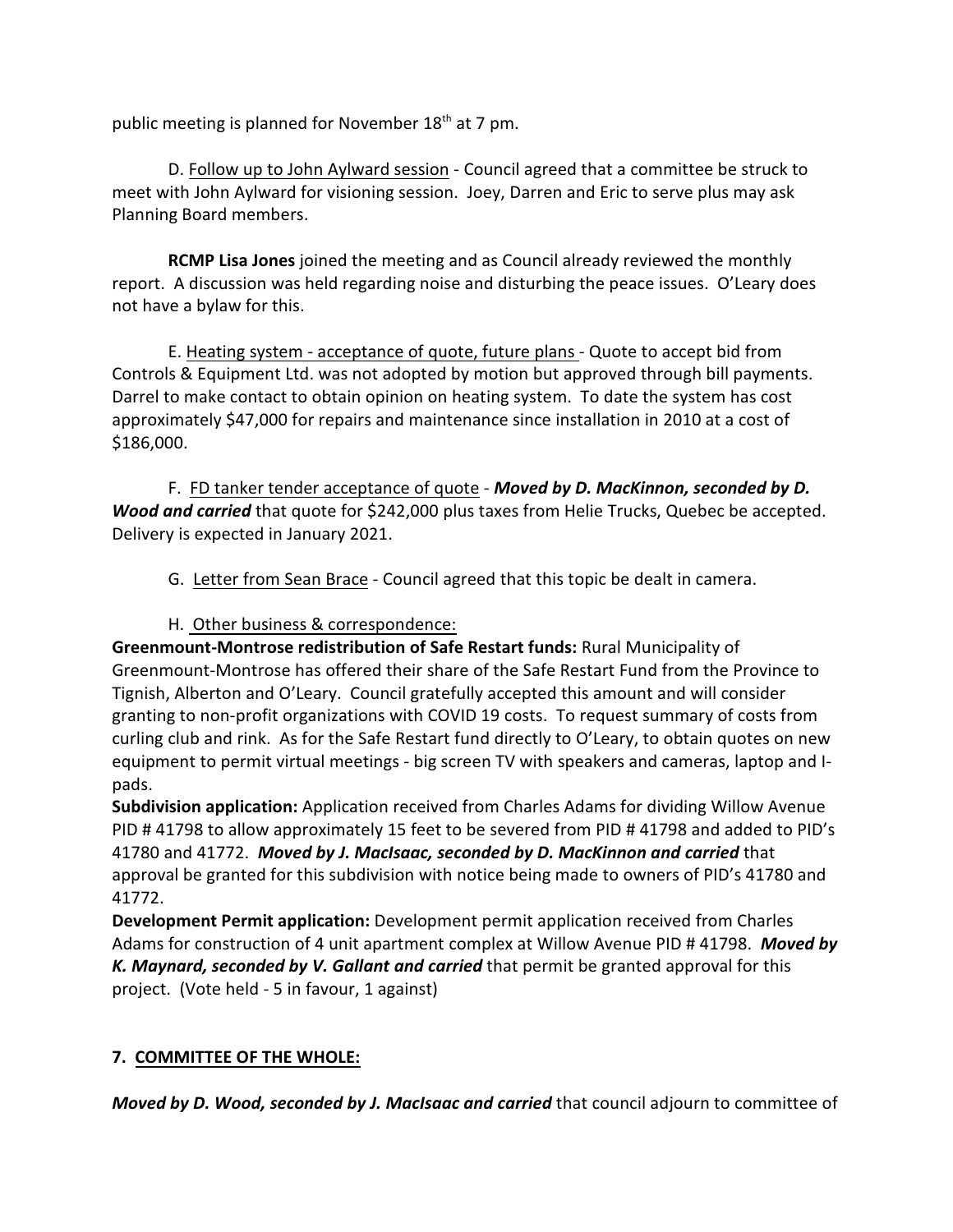public meeting is planned for November 18th at 7 pm.

D. Follow up to John Aylward session - Council agreed that a committee be struck to meet with John Aylward for visioning session. Joey, Darren and Eric to serve plus may ask Planning Board members.

**RCMP Lisa Jones** joined the meeting and as Council already reviewed the monthly report. A discussion was held regarding noise and disturbing the peace issues. O'Leary does not have a bylaw for this.

E. Heating system - acceptance of quote, future plans - Quote to accept bid from Controls & Equipment Ltd. was not adopted by motion but approved through bill payments. Darrel to make contact to obtain opinion on heating system. To date the system has cost approximately $47,000 for repairs and maintenance since installation in 2010 at a cost of $186,000.

F. FD tanker tender acceptance of quote - ***Moved by D. MacKinnon, seconded by D. Wood and carried*** that quote for $242,000 plus taxes from Helie Trucks, Quebec be accepted. Delivery is expected in January 2021.

G. Letter from Sean Brace - Council agreed that this topic be dealt in camera.

H. Other business & correspondence:

**Greenmount-Montrose redistribution of Safe Restart funds:** Rural Municipality of Greenmount-Montrose has offered their share of the Safe Restart Fund from the Province to Tignish, Alberton and O'Leary. Council gratefully accepted this amount and will consider granting to non-profit organizations with COVID 19 costs. To request summary of costs from curling club and rink. As for the Safe Restart fund directly to O'Leary, to obtain quotes on new equipment to permit virtual meetings - big screen TV with speakers and cameras, laptop and I-pads.

**Subdivision application:** Application received from Charles Adams for dividing Willow Avenue PID # 41798 to allow approximately 15 feet to be severed from PID # 41798 and added to PID's 41780 and 41772. ***Moved by J. MacIsaac, seconded by D. MacKinnon and carried*** that approval be granted for this subdivision with notice being made to owners of PID's 41780 and 41772.

**Development Permit application:** Development permit application received from Charles Adams for construction of 4 unit apartment complex at Willow Avenue PID # 41798. ***Moved by K. Maynard, seconded by V. Gallant and carried*** that permit be granted approval for this project. (Vote held - 5 in favour, 1 against)

## 7. COMMITTEE OF THE WHOLE:

***Moved by D. Wood, seconded by J. MacIsaac and carried*** that council adjourn to committee of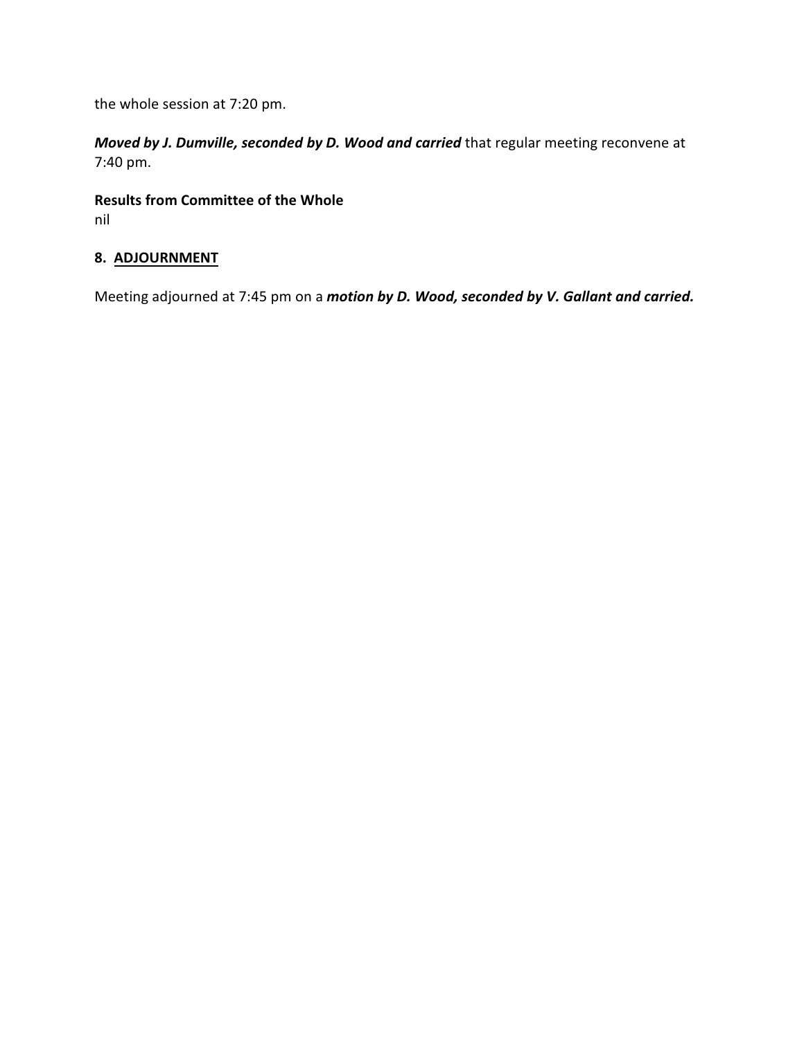the whole session at 7:20 pm.

***Moved by J. Dumville, seconded by D. Wood and carried*** that regular meeting reconvene at 7:40 pm.

**Results from Committee of the Whole**
nil

## 8. ADJOURNMENT

Meeting adjourned at 7:45 pm on a ***motion by D. Wood, seconded by V. Gallant and carried.***